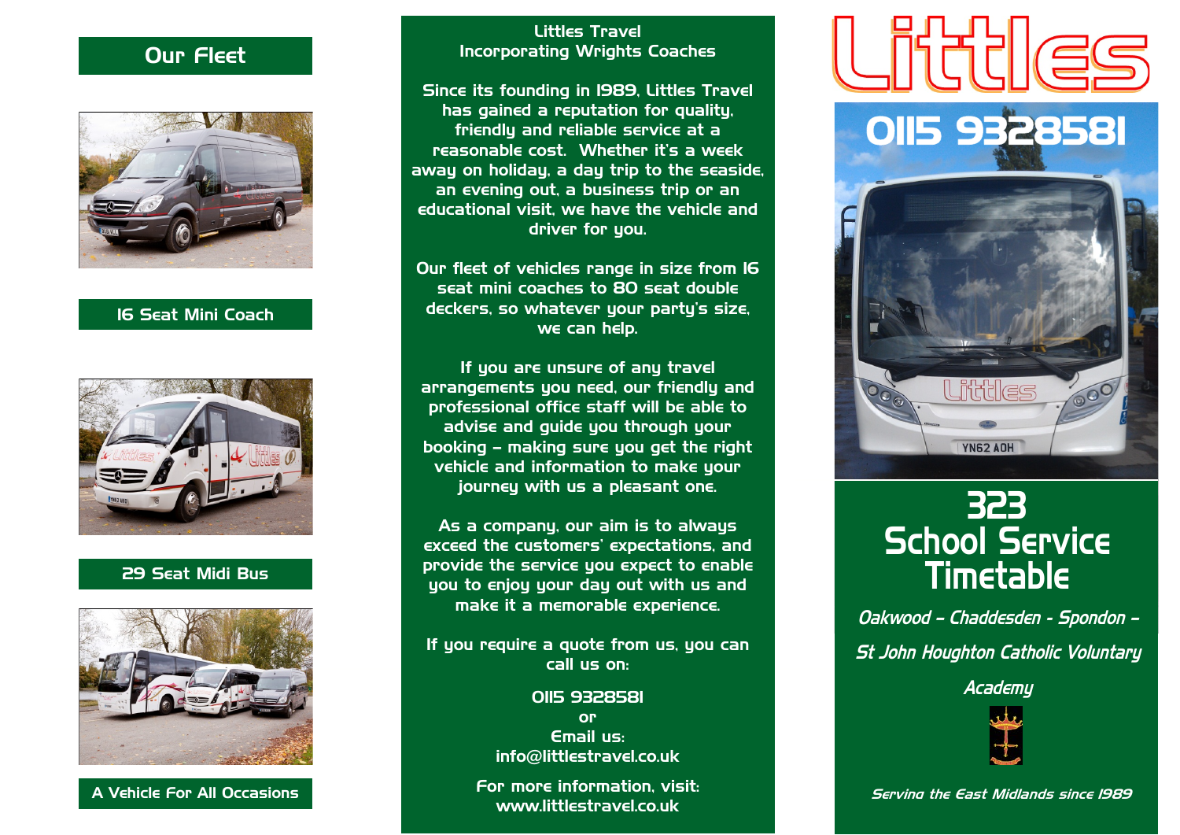## Our Fleet

16 Seat Mini Coach

29 Seat Midi Bus

A Vehicle For All Occasions

Littles Travel
Incorporating Wrights Coaches

Since its founding in 1989, Littles Travel has gained a reputation for quality, friendly and reliable service at a reasonable cost. Whether it's a week away on holiday, a day trip to the seaside, an evening out, a business trip or an educational visit, we have the vehicle and driver for you.

Our fleet of vehicles range in size from 16 seat mini coaches to 80 seat double deckers, so whatever your party's size, we can help.

If you are unsure of any travel arrangements you need, our friendly and professional office staff will be able to advise and guide you through your booking – making sure you get the right vehicle and information to make your journey with us a pleasant one.

As a company, our aim is to always exceed the customers' expectations, and provide the service you expect to enable you to enjoy your day out with us and make it a memorable experience.

If you require a quote from us, you can call us on:

0115 9328581
or
Email us:
info@littlestravel.co.uk

For more information, visit:
www.littlestravel.co.uk

# Littles

0115 9328581

# 323 School Service Timetable

*Oakwood – Chaddesden - Spondon – St John Houghton Catholic Voluntary Academy*

*Serving the East Midlands since 1989*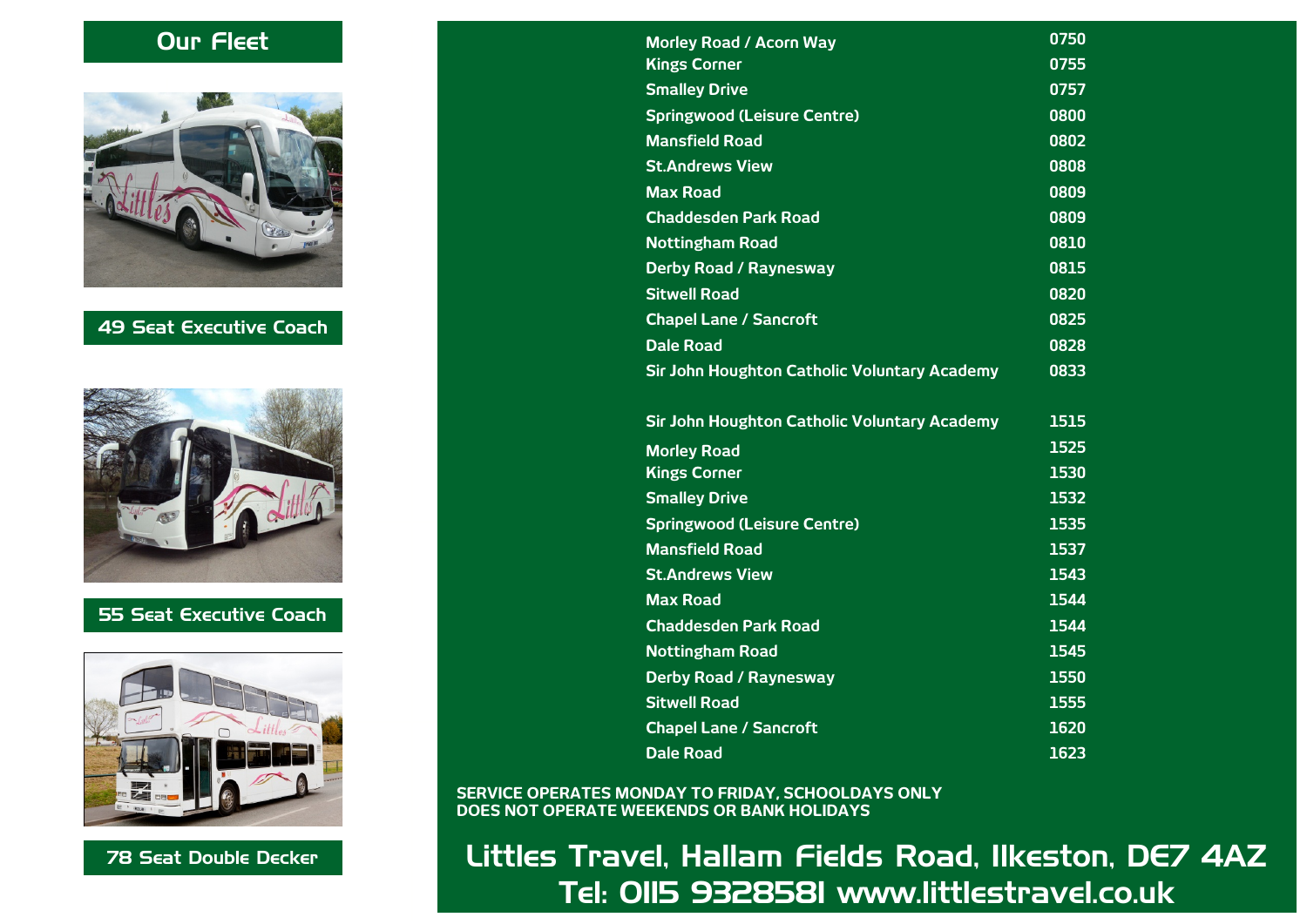## Our Fleet

49 Seat Executive Coach

55 Seat Executive Coach

78 Seat Double Decker

| | |
|---|---|
| Morley Road / Acorn Way | 0750 |
| Kings Corner | 0755 |
| Smalley Drive | 0757 |
| Springwood (Leisure Centre) | 0800 |
| Mansfield Road | 0802 |
| St.Andrews View | 0808 |
| Max Road | 0809 |
| Chaddesden Park Road | 0809 |
| Nottingham Road | 0810 |
| Derby Road / Raynesway | 0815 |
| Sitwell Road | 0820 |
| Chapel Lane / Sancroft | 0825 |
| Dale Road | 0828 |
| Sir John Houghton Catholic Voluntary Academy | 0833 |

| | |
|---|---|
| Sir John Houghton Catholic Voluntary Academy | 1515 |
| Morley Road | 1525 |
| Kings Corner | 1530 |
| Smalley Drive | 1532 |
| Springwood (Leisure Centre) | 1535 |
| Mansfield Road | 1537 |
| St.Andrews View | 1543 |
| Max Road | 1544 |
| Chaddesden Park Road | 1544 |
| Nottingham Road | 1545 |
| Derby Road / Raynesway | 1550 |
| Sitwell Road | 1555 |
| Chapel Lane / Sancroft | 1620 |
| Dale Road | 1623 |

**SERVICE OPERATES MONDAY TO FRIDAY, SCHOOLDAYS ONLY**
**DOES NOT OPERATE WEEKENDS OR BANK HOLIDAYS**

**Littles Travel, Hallam Fields Road, Ilkeston, DE7 4AZ**
**Tel: 0115 9328581 www.littlestravel.co.uk**